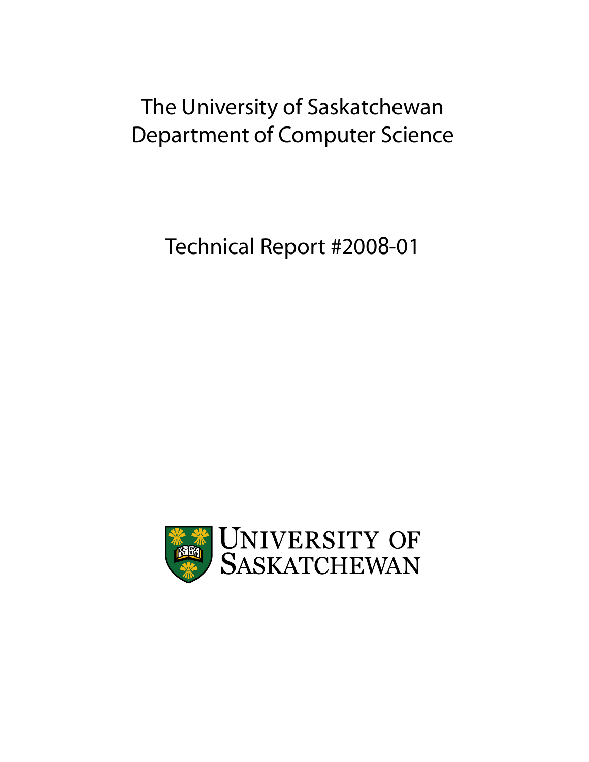# The University of Saskatchewan
# Department of Computer Science

## Technical Report #2008-01

UNIVERSITY OF SASKATCHEWAN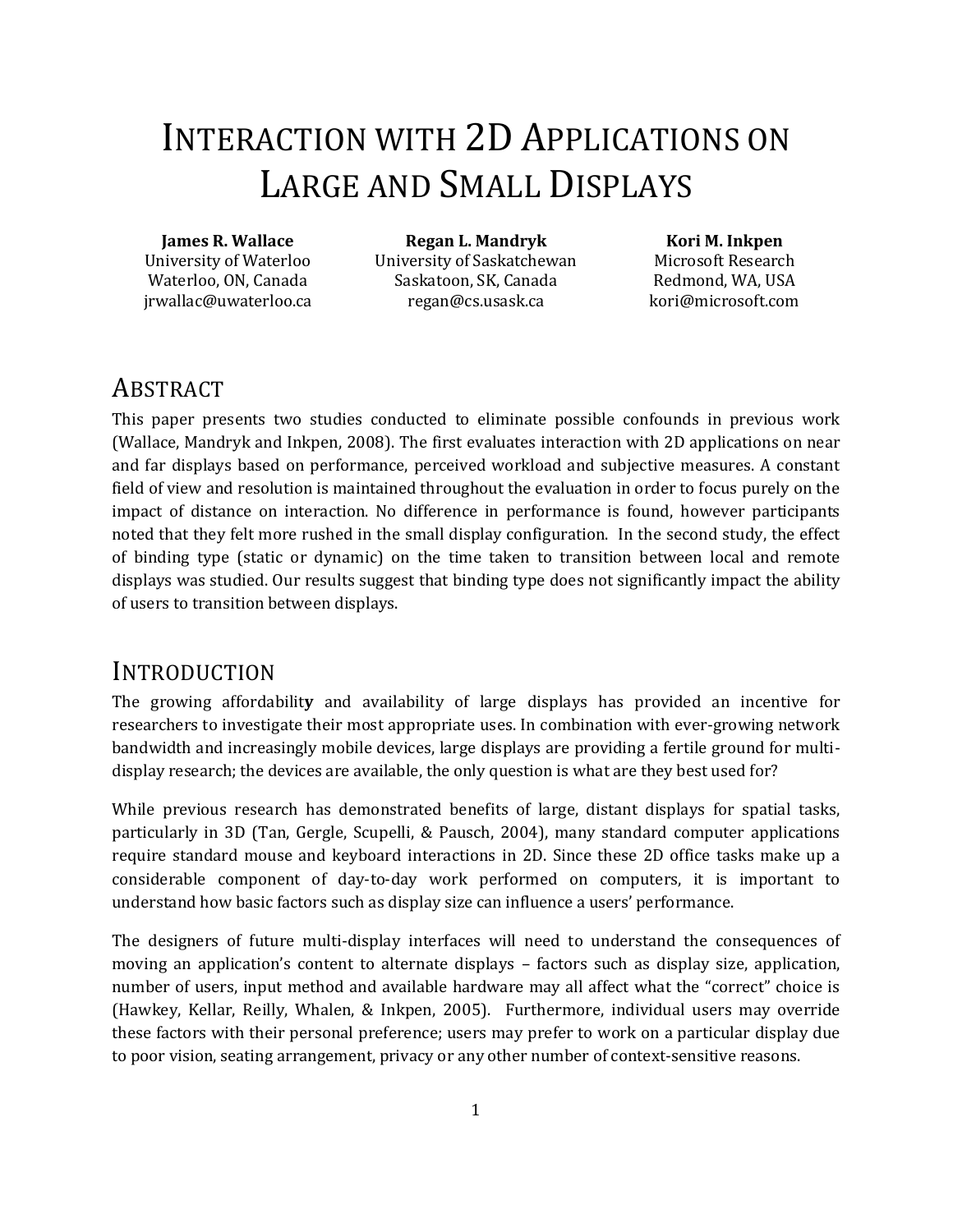// Interaction with 2D Applications on Large and Small Displays

# INTERACTION WITH 2D APPLICATIONS ON LARGE AND SMALL DISPLAYS

**James R. Wallace**
University of Waterloo
Waterloo, ON, Canada
jrwallac@uwaterloo.ca

**Regan L. Mandryk**
University of Saskatchewan
Saskatoon, SK, Canada
regan@cs.usask.ca

**Kori M. Inkpen**
Microsoft Research
Redmond, WA, USA
kori@microsoft.com

## ABSTRACT

This paper presents two studies conducted to eliminate possible confounds in previous work (Wallace, Mandryk and Inkpen, 2008). The first evaluates interaction with 2D applications on near and far displays based on performance, perceived workload and subjective measures. A constant field of view and resolution is maintained throughout the evaluation in order to focus purely on the impact of distance on interaction. No difference in performance is found, however participants noted that they felt more rushed in the small display configuration. In the second study, the effect of binding type (static or dynamic) on the time taken to transition between local and remote displays was studied. Our results suggest that binding type does not significantly impact the ability of users to transition between displays.

## INTRODUCTION

The growing affordability and availability of large displays has provided an incentive for researchers to investigate their most appropriate uses. In combination with ever-growing network bandwidth and increasingly mobile devices, large displays are providing a fertile ground for multi-display research; the devices are available, the only question is what are they best used for?

While previous research has demonstrated benefits of large, distant displays for spatial tasks, particularly in 3D (Tan, Gergle, Scupelli, & Pausch, 2004), many standard computer applications require standard mouse and keyboard interactions in 2D. Since these 2D office tasks make up a considerable component of day-to-day work performed on computers, it is important to understand how basic factors such as display size can influence a users' performance.

The designers of future multi-display interfaces will need to understand the consequences of moving an application's content to alternate displays – factors such as display size, application, number of users, input method and available hardware may all affect what the "correct" choice is (Hawkey, Kellar, Reilly, Whalen, & Inkpen, 2005). Furthermore, individual users may override these factors with their personal preference; users may prefer to work on a particular display due to poor vision, seating arrangement, privacy or any other number of context-sensitive reasons.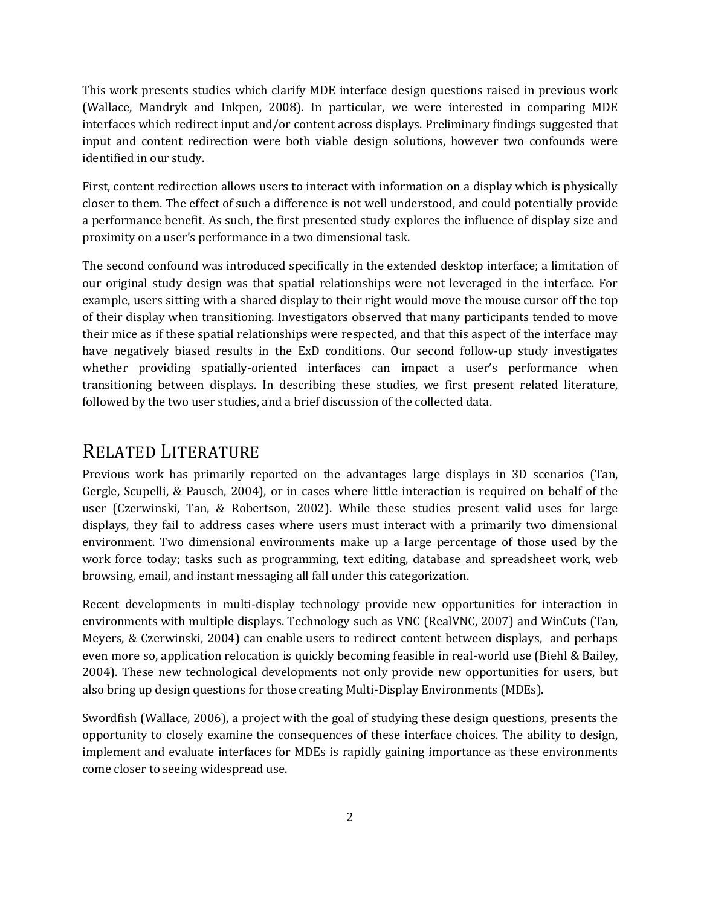This work presents studies which clarify MDE interface design questions raised in previous work (Wallace, Mandryk and Inkpen, 2008). In particular, we were interested in comparing MDE interfaces which redirect input and/or content across displays. Preliminary findings suggested that input and content redirection were both viable design solutions, however two confounds were identified in our study.

First, content redirection allows users to interact with information on a display which is physically closer to them. The effect of such a difference is not well understood, and could potentially provide a performance benefit. As such, the first presented study explores the influence of display size and proximity on a user's performance in a two dimensional task.

The second confound was introduced specifically in the extended desktop interface; a limitation of our original study design was that spatial relationships were not leveraged in the interface. For example, users sitting with a shared display to their right would move the mouse cursor off the top of their display when transitioning. Investigators observed that many participants tended to move their mice as if these spatial relationships were respected, and that this aspect of the interface may have negatively biased results in the ExD conditions. Our second follow-up study investigates whether providing spatially-oriented interfaces can impact a user's performance when transitioning between displays. In describing these studies, we first present related literature, followed by the two user studies, and a brief discussion of the collected data.

# Related Literature

Previous work has primarily reported on the advantages large displays in 3D scenarios (Tan, Gergle, Scupelli, & Pausch, 2004), or in cases where little interaction is required on behalf of the user (Czerwinski, Tan, & Robertson, 2002). While these studies present valid uses for large displays, they fail to address cases where users must interact with a primarily two dimensional environment. Two dimensional environments make up a large percentage of those used by the work force today; tasks such as programming, text editing, database and spreadsheet work, web browsing, email, and instant messaging all fall under this categorization.

Recent developments in multi-display technology provide new opportunities for interaction in environments with multiple displays. Technology such as VNC (RealVNC, 2007) and WinCuts (Tan, Meyers, & Czerwinski, 2004) can enable users to redirect content between displays, and perhaps even more so, application relocation is quickly becoming feasible in real-world use (Biehl & Bailey, 2004). These new technological developments not only provide new opportunities for users, but also bring up design questions for those creating Multi-Display Environments (MDEs).

Swordfish (Wallace, 2006), a project with the goal of studying these design questions, presents the opportunity to closely examine the consequences of these interface choices. The ability to design, implement and evaluate interfaces for MDEs is rapidly gaining importance as these environments come closer to seeing widespread use.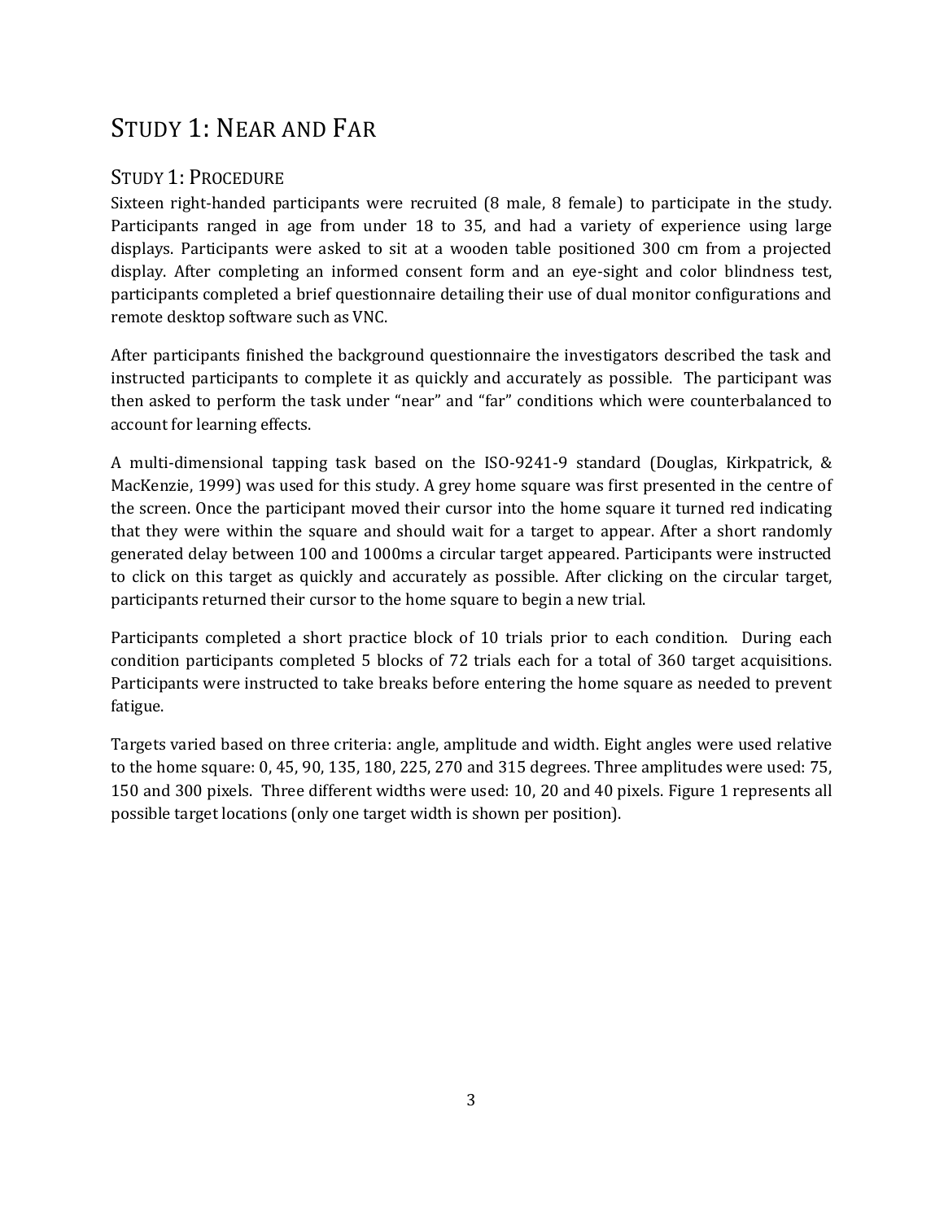# Study 1: Near and Far

## Study 1: Procedure

Sixteen right-handed participants were recruited (8 male, 8 female) to participate in the study. Participants ranged in age from under 18 to 35, and had a variety of experience using large displays. Participants were asked to sit at a wooden table positioned 300 cm from a projected display. After completing an informed consent form and an eye-sight and color blindness test, participants completed a brief questionnaire detailing their use of dual monitor configurations and remote desktop software such as VNC.

After participants finished the background questionnaire the investigators described the task and instructed participants to complete it as quickly and accurately as possible. The participant was then asked to perform the task under "near" and "far" conditions which were counterbalanced to account for learning effects.

A multi-dimensional tapping task based on the ISO-9241-9 standard (Douglas, Kirkpatrick, & MacKenzie, 1999) was used for this study. A grey home square was first presented in the centre of the screen. Once the participant moved their cursor into the home square it turned red indicating that they were within the square and should wait for a target to appear. After a short randomly generated delay between 100 and 1000ms a circular target appeared. Participants were instructed to click on this target as quickly and accurately as possible. After clicking on the circular target, participants returned their cursor to the home square to begin a new trial.

Participants completed a short practice block of 10 trials prior to each condition. During each condition participants completed 5 blocks of 72 trials each for a total of 360 target acquisitions. Participants were instructed to take breaks before entering the home square as needed to prevent fatigue.

Targets varied based on three criteria: angle, amplitude and width. Eight angles were used relative to the home square: 0, 45, 90, 135, 180, 225, 270 and 315 degrees. Three amplitudes were used: 75, 150 and 300 pixels. Three different widths were used: 10, 20 and 40 pixels. Figure 1 represents all possible target locations (only one target width is shown per position).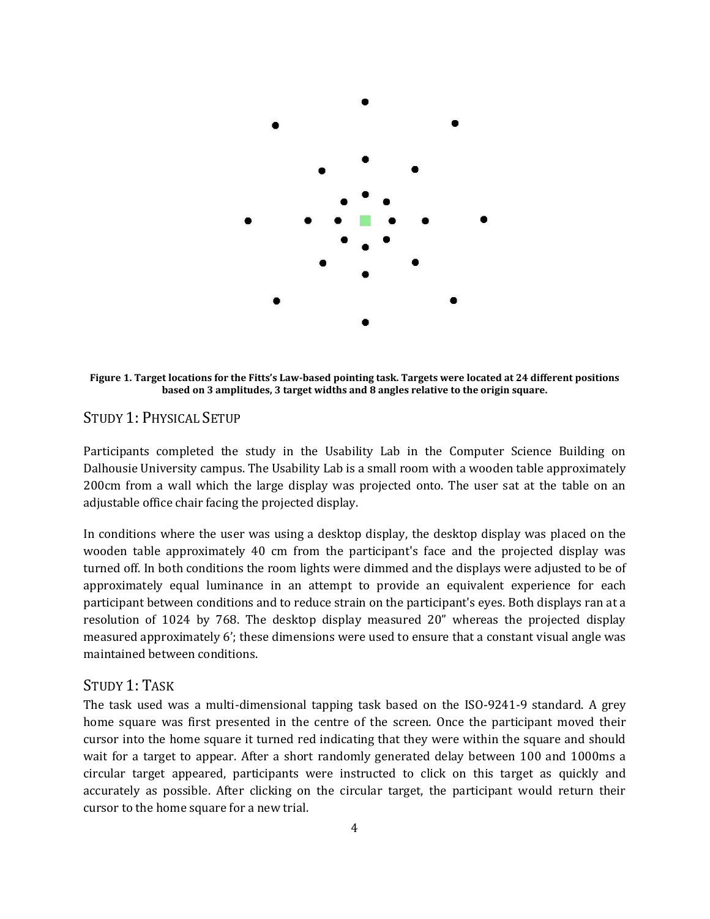**Figure 1. Target locations for the Fitts's Law-based pointing task. Targets were located at 24 different positions based on 3 amplitudes, 3 target widths and 8 angles relative to the origin square.**

## STUDY 1: PHYSICAL SETUP

Participants completed the study in the Usability Lab in the Computer Science Building on Dalhousie University campus. The Usability Lab is a small room with a wooden table approximately 200cm from a wall which the large display was projected onto. The user sat at the table on an adjustable office chair facing the projected display.

In conditions where the user was using a desktop display, the desktop display was placed on the wooden table approximately 40 cm from the participant's face and the projected display was turned off. In both conditions the room lights were dimmed and the displays were adjusted to be of approximately equal luminance in an attempt to provide an equivalent experience for each participant between conditions and to reduce strain on the participant's eyes. Both displays ran at a resolution of 1024 by 768. The desktop display measured 20" whereas the projected display measured approximately 6'; these dimensions were used to ensure that a constant visual angle was maintained between conditions.

## STUDY 1: TASK

The task used was a multi-dimensional tapping task based on the ISO-9241-9 standard. A grey home square was first presented in the centre of the screen. Once the participant moved their cursor into the home square it turned red indicating that they were within the square and should wait for a target to appear. After a short randomly generated delay between 100 and 1000ms a circular target appeared, participants were instructed to click on this target as quickly and accurately as possible. After clicking on the circular target, the participant would return their cursor to the home square for a new trial.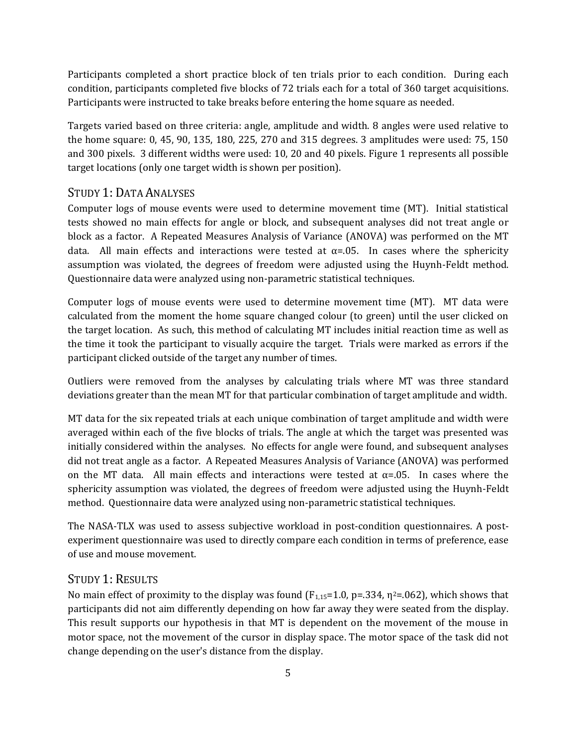Participants completed a short practice block of ten trials prior to each condition. During each condition, participants completed five blocks of 72 trials each for a total of 360 target acquisitions. Participants were instructed to take breaks before entering the home square as needed.

Targets varied based on three criteria: angle, amplitude and width. 8 angles were used relative to the home square: 0, 45, 90, 135, 180, 225, 270 and 315 degrees. 3 amplitudes were used: 75, 150 and 300 pixels. 3 different widths were used: 10, 20 and 40 pixels. Figure 1 represents all possible target locations (only one target width is shown per position).

## Study 1: Data Analyses

Computer logs of mouse events were used to determine movement time (MT). Initial statistical tests showed no main effects for angle or block, and subsequent analyses did not treat angle or block as a factor. A Repeated Measures Analysis of Variance (ANOVA) was performed on the MT data. All main effects and interactions were tested at $\alpha$=.05. In cases where the sphericity assumption was violated, the degrees of freedom were adjusted using the Huynh-Feldt method. Questionnaire data were analyzed using non-parametric statistical techniques.

Computer logs of mouse events were used to determine movement time (MT). MT data were calculated from the moment the home square changed colour (to green) until the user clicked on the target location. As such, this method of calculating MT includes initial reaction time as well as the time it took the participant to visually acquire the target. Trials were marked as errors if the participant clicked outside of the target any number of times.

Outliers were removed from the analyses by calculating trials where MT was three standard deviations greater than the mean MT for that particular combination of target amplitude and width.

MT data for the six repeated trials at each unique combination of target amplitude and width were averaged within each of the five blocks of trials. The angle at which the target was presented was initially considered within the analyses. No effects for angle were found, and subsequent analyses did not treat angle as a factor. A Repeated Measures Analysis of Variance (ANOVA) was performed on the MT data. All main effects and interactions were tested at $\alpha$=.05. In cases where the sphericity assumption was violated, the degrees of freedom were adjusted using the Huynh-Feldt method. Questionnaire data were analyzed using non-parametric statistical techniques.

The NASA-TLX was used to assess subjective workload in post-condition questionnaires. A post-experiment questionnaire was used to directly compare each condition in terms of preference, ease of use and mouse movement.

## Study 1: Results

No main effect of proximity to the display was found ($F_{1,15}$=1.0, p=.334, $\eta^2$=.062), which shows that participants did not aim differently depending on how far away they were seated from the display. This result supports our hypothesis in that MT is dependent on the movement of the mouse in motor space, not the movement of the cursor in display space. The motor space of the task did not change depending on the user's distance from the display.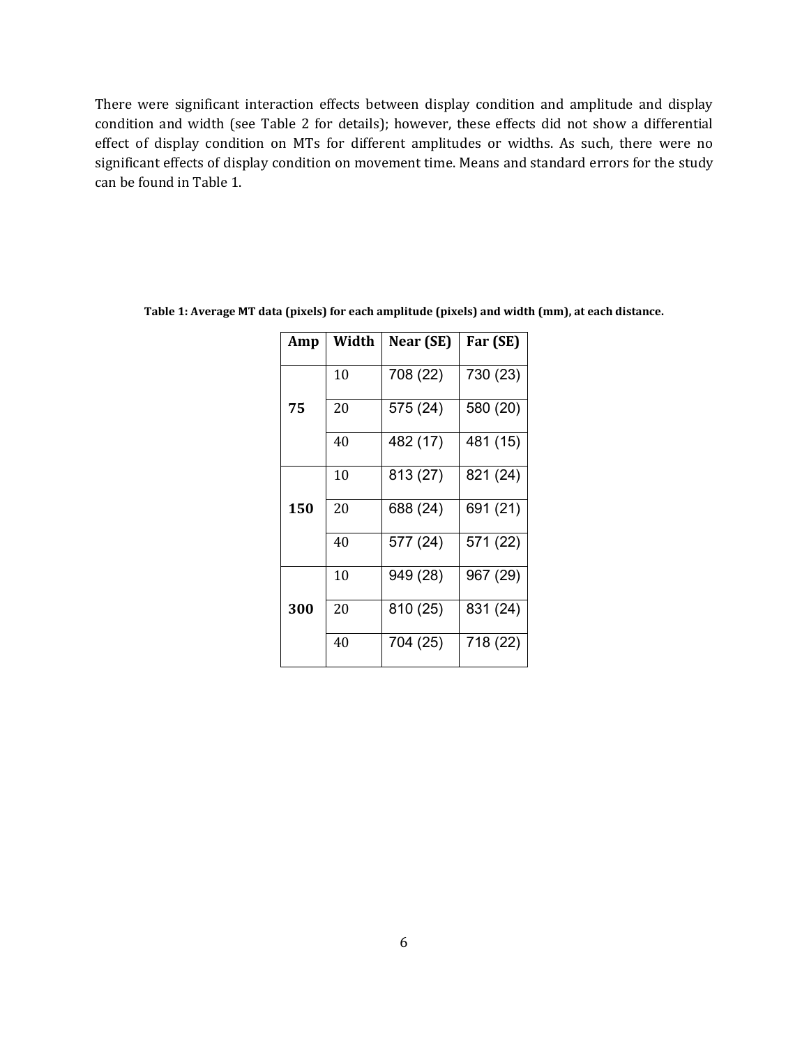There were significant interaction effects between display condition and amplitude and display condition and width (see Table 2 for details); however, these effects did not show a differential effect of display condition on MTs for different amplitudes or widths. As such, there were no significant effects of display condition on movement time. Means and standard errors for the study can be found in Table 1.

**Table 1: Average MT data (pixels) for each amplitude (pixels) and width (mm), at each distance.**

| Amp | Width | Near (SE) | Far (SE) |
|---|---|---|---|
| **75** | 10 | 708 (22) | 730 (23) |
| | 20 | 575 (24) | 580 (20) |
| | 40 | 482 (17) | 481 (15) |
| **150** | 10 | 813 (27) | 821 (24) |
| | 20 | 688 (24) | 691 (21) |
| | 40 | 577 (24) | 571 (22) |
| **300** | 10 | 949 (28) | 967 (29) |
| | 20 | 810 (25) | 831 (24) |
| | 40 | 704 (25) | 718 (22) |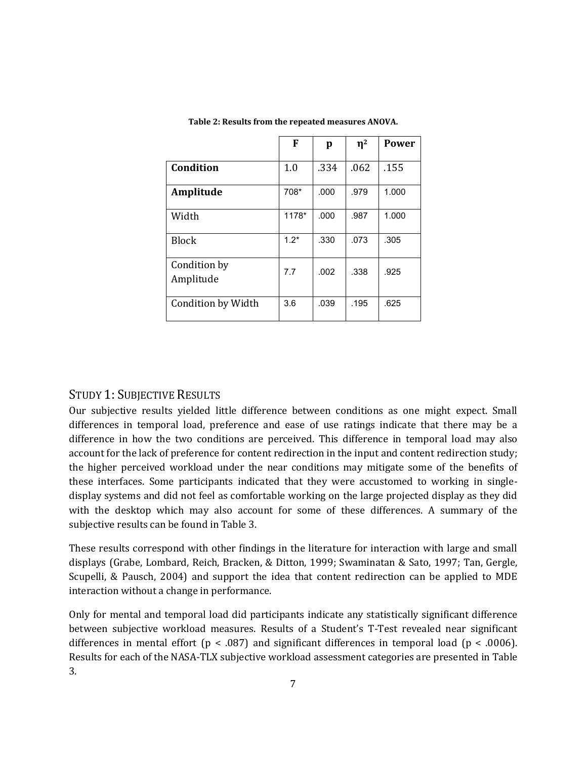**Table 2: Results from the repeated measures ANOVA.**

| | F | p | $\eta^2$ | Power |
|---|---|---|---|---|
| **Condition** | 1.0 | .334 | .062 | .155 |
| **Amplitude** | 708* | .000 | .979 | 1.000 |
| Width | 1178* | .000 | .987 | 1.000 |
| Block | 1.2* | .330 | .073 | .305 |
| Condition by Amplitude | 7.7 | .002 | .338 | .925 |
| Condition by Width | 3.6 | .039 | .195 | .625 |

## Study 1: Subjective Results

Our subjective results yielded little difference between conditions as one might expect. Small differences in temporal load, preference and ease of use ratings indicate that there may be a difference in how the two conditions are perceived. This difference in temporal load may also account for the lack of preference for content redirection in the input and content redirection study; the higher perceived workload under the near conditions may mitigate some of the benefits of these interfaces. Some participants indicated that they were accustomed to working in single-display systems and did not feel as comfortable working on the large projected display as they did with the desktop which may also account for some of these differences. A summary of the subjective results can be found in Table 3.

These results correspond with other findings in the literature for interaction with large and small displays (Grabe, Lombard, Reich, Bracken, & Ditton, 1999; Swaminatan & Sato, 1997; Tan, Gergle, Scupelli, & Pausch, 2004) and support the idea that content redirection can be applied to MDE interaction without a change in performance.

Only for mental and temporal load did participants indicate any statistically significant difference between subjective workload measures. Results of a Student's T-Test revealed near significant differences in mental effort ($p < .087$) and significant differences in temporal load ($p < .0006$). Results for each of the NASA-TLX subjective workload assessment categories are presented in Table 3.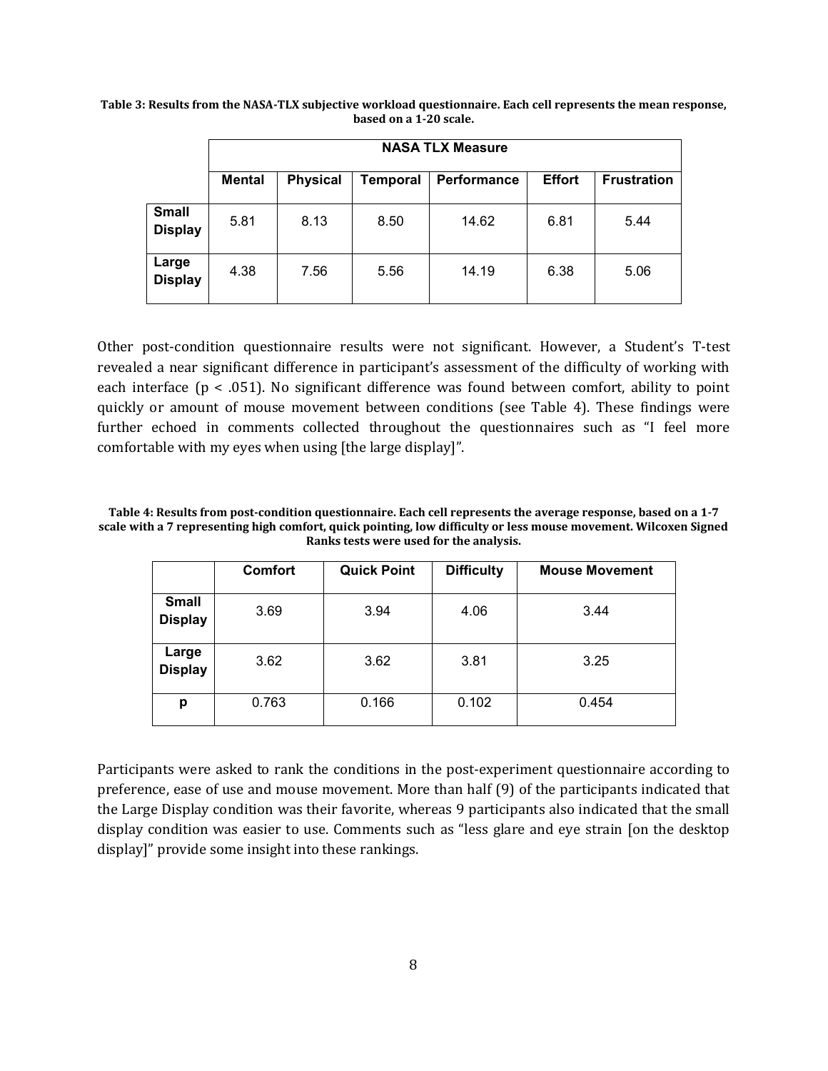**Table 3: Results from the NASA-TLX subjective workload questionnaire. Each cell represents the mean response, based on a 1-20 scale.**

| | NASA TLX Measure | | | | | |
|---|---|---|---|---|---|---|
| | **Mental** | **Physical** | **Temporal** | **Performance** | **Effort** | **Frustration** |
| **Small Display** | 5.81 | 8.13 | 8.50 | 14.62 | 6.81 | 5.44 |
| **Large Display** | 4.38 | 7.56 | 5.56 | 14.19 | 6.38 | 5.06 |

Other post-condition questionnaire results were not significant. However, a Student's T-test revealed a near significant difference in participant's assessment of the difficulty of working with each interface ($p < .051$). No significant difference was found between comfort, ability to point quickly or amount of mouse movement between conditions (see Table 4). These findings were further echoed in comments collected throughout the questionnaires such as "I feel more comfortable with my eyes when using [the large display]".

**Table 4: Results from post-condition questionnaire. Each cell represents the average response, based on a 1-7 scale with a 7 representing high comfort, quick pointing, low difficulty or less mouse movement. Wilcoxen Signed Ranks tests were used for the analysis.**

| | **Comfort** | **Quick Point** | **Difficulty** | **Mouse Movement** |
|---|---|---|---|---|
| **Small Display** | 3.69 | 3.94 | 4.06 | 3.44 |
| **Large Display** | 3.62 | 3.62 | 3.81 | 3.25 |
| **p** | 0.763 | 0.166 | 0.102 | 0.454 |

Participants were asked to rank the conditions in the post-experiment questionnaire according to preference, ease of use and mouse movement. More than half (9) of the participants indicated that the Large Display condition was their favorite, whereas 9 participants also indicated that the small display condition was easier to use. Comments such as "less glare and eye strain [on the desktop display]" provide some insight into these rankings.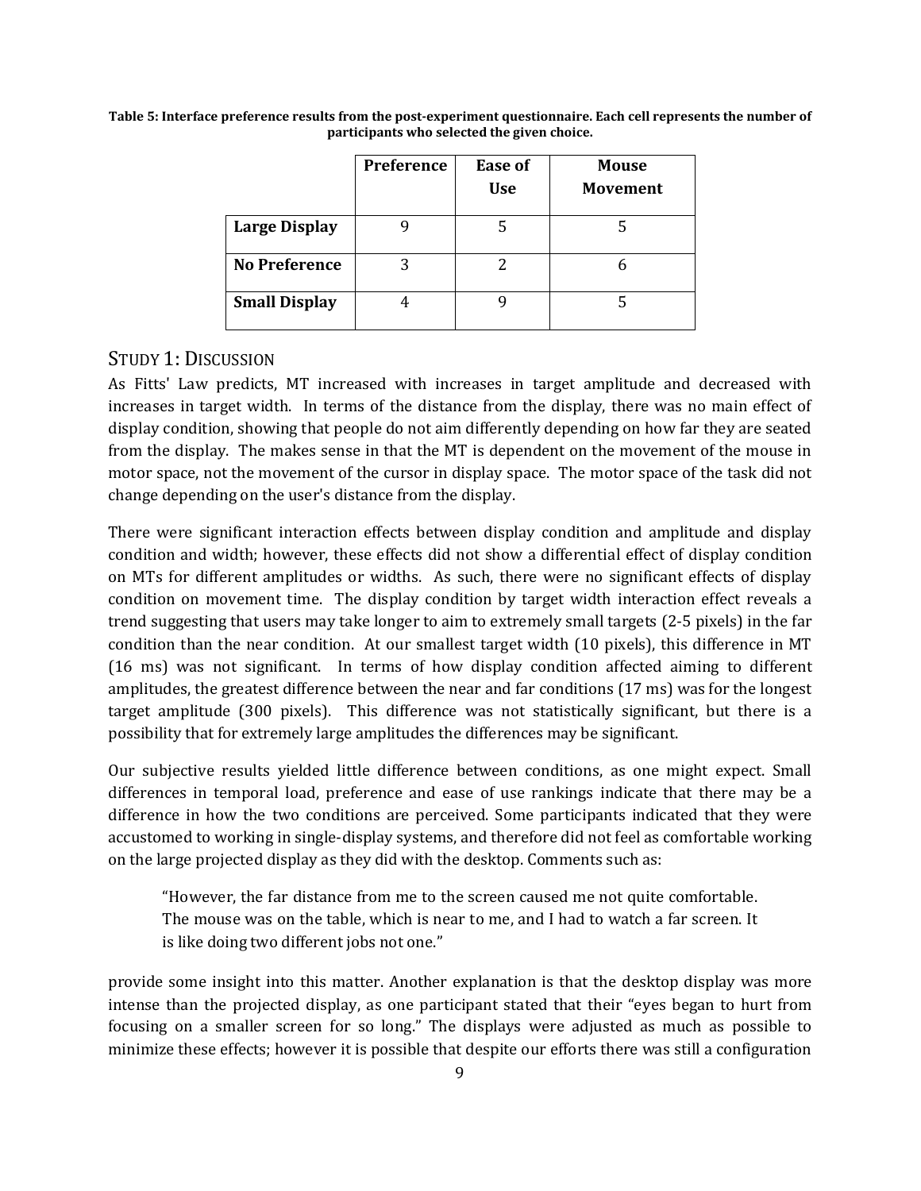**Table 5: Interface preference results from the post-experiment questionnaire. Each cell represents the number of participants who selected the given choice.**

| | Preference | Ease of Use | Mouse Movement |
|---|---|---|---|
| **Large Display** | 9 | 5 | 5 |
| **No Preference** | 3 | 2 | 6 |
| **Small Display** | 4 | 9 | 5 |

## Study 1: Discussion

As Fitts' Law predicts, MT increased with increases in target amplitude and decreased with increases in target width. In terms of the distance from the display, there was no main effect of display condition, showing that people do not aim differently depending on how far they are seated from the display. The makes sense in that the MT is dependent on the movement of the mouse in motor space, not the movement of the cursor in display space. The motor space of the task did not change depending on the user's distance from the display.

There were significant interaction effects between display condition and amplitude and display condition and width; however, these effects did not show a differential effect of display condition on MTs for different amplitudes or widths. As such, there were no significant effects of display condition on movement time. The display condition by target width interaction effect reveals a trend suggesting that users may take longer to aim to extremely small targets (2-5 pixels) in the far condition than the near condition. At our smallest target width (10 pixels), this difference in MT (16 ms) was not significant. In terms of how display condition affected aiming to different amplitudes, the greatest difference between the near and far conditions (17 ms) was for the longest target amplitude (300 pixels). This difference was not statistically significant, but there is a possibility that for extremely large amplitudes the differences may be significant.

Our subjective results yielded little difference between conditions, as one might expect. Small differences in temporal load, preference and ease of use rankings indicate that there may be a difference in how the two conditions are perceived. Some participants indicated that they were accustomed to working in single-display systems, and therefore did not feel as comfortable working on the large projected display as they did with the desktop. Comments such as:

> "However, the far distance from me to the screen caused me not quite comfortable. The mouse was on the table, which is near to me, and I had to watch a far screen. It is like doing two different jobs not one."

provide some insight into this matter. Another explanation is that the desktop display was more intense than the projected display, as one participant stated that their "eyes began to hurt from focusing on a smaller screen for so long." The displays were adjusted as much as possible to minimize these effects; however it is possible that despite our efforts there was still a configuration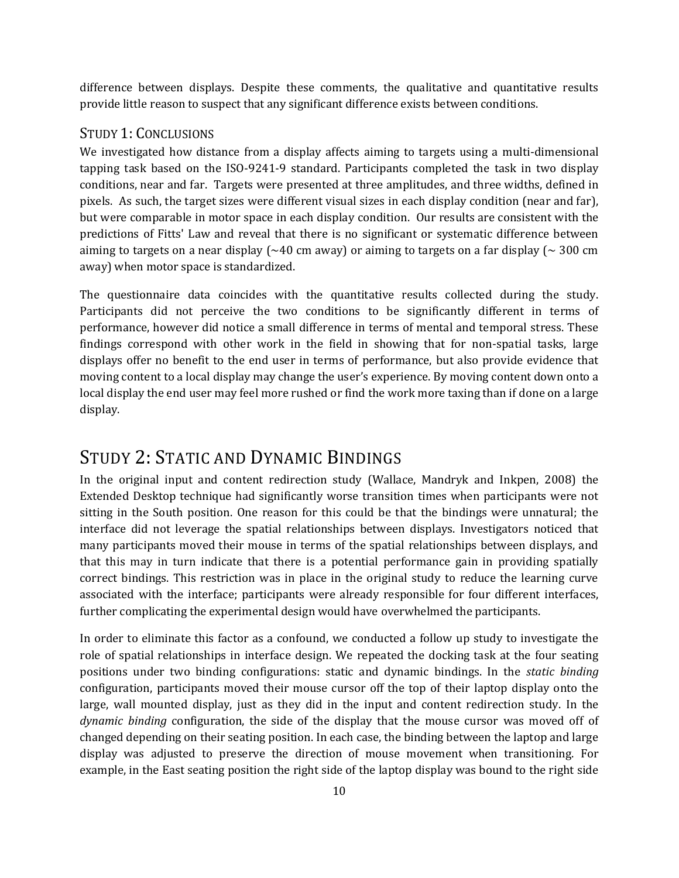difference between displays. Despite these comments, the qualitative and quantitative results provide little reason to suspect that any significant difference exists between conditions.

### Study 1: Conclusions

We investigated how distance from a display affects aiming to targets using a multi-dimensional tapping task based on the ISO-9241-9 standard. Participants completed the task in two display conditions, near and far. Targets were presented at three amplitudes, and three widths, defined in pixels. As such, the target sizes were different visual sizes in each display condition (near and far), but were comparable in motor space in each display condition. Our results are consistent with the predictions of Fitts' Law and reveal that there is no significant or systematic difference between aiming to targets on a near display (~40 cm away) or aiming to targets on a far display (~ 300 cm away) when motor space is standardized.

The questionnaire data coincides with the quantitative results collected during the study. Participants did not perceive the two conditions to be significantly different in terms of performance, however did notice a small difference in terms of mental and temporal stress. These findings correspond with other work in the field in showing that for non-spatial tasks, large displays offer no benefit to the end user in terms of performance, but also provide evidence that moving content to a local display may change the user's experience. By moving content down onto a local display the end user may feel more rushed or find the work more taxing than if done on a large display.

## Study 2: Static and Dynamic Bindings

In the original input and content redirection study (Wallace, Mandryk and Inkpen, 2008) the Extended Desktop technique had significantly worse transition times when participants were not sitting in the South position. One reason for this could be that the bindings were unnatural; the interface did not leverage the spatial relationships between displays. Investigators noticed that many participants moved their mouse in terms of the spatial relationships between displays, and that this may in turn indicate that there is a potential performance gain in providing spatially correct bindings. This restriction was in place in the original study to reduce the learning curve associated with the interface; participants were already responsible for four different interfaces, further complicating the experimental design would have overwhelmed the participants.

In order to eliminate this factor as a confound, we conducted a follow up study to investigate the role of spatial relationships in interface design. We repeated the docking task at the four seating positions under two binding configurations: static and dynamic bindings. In the *static binding* configuration, participants moved their mouse cursor off the top of their laptop display onto the large, wall mounted display, just as they did in the input and content redirection study. In the *dynamic binding* configuration, the side of the display that the mouse cursor was moved off of changed depending on their seating position. In each case, the binding between the laptop and large display was adjusted to preserve the direction of mouse movement when transitioning. For example, in the East seating position the right side of the laptop display was bound to the right side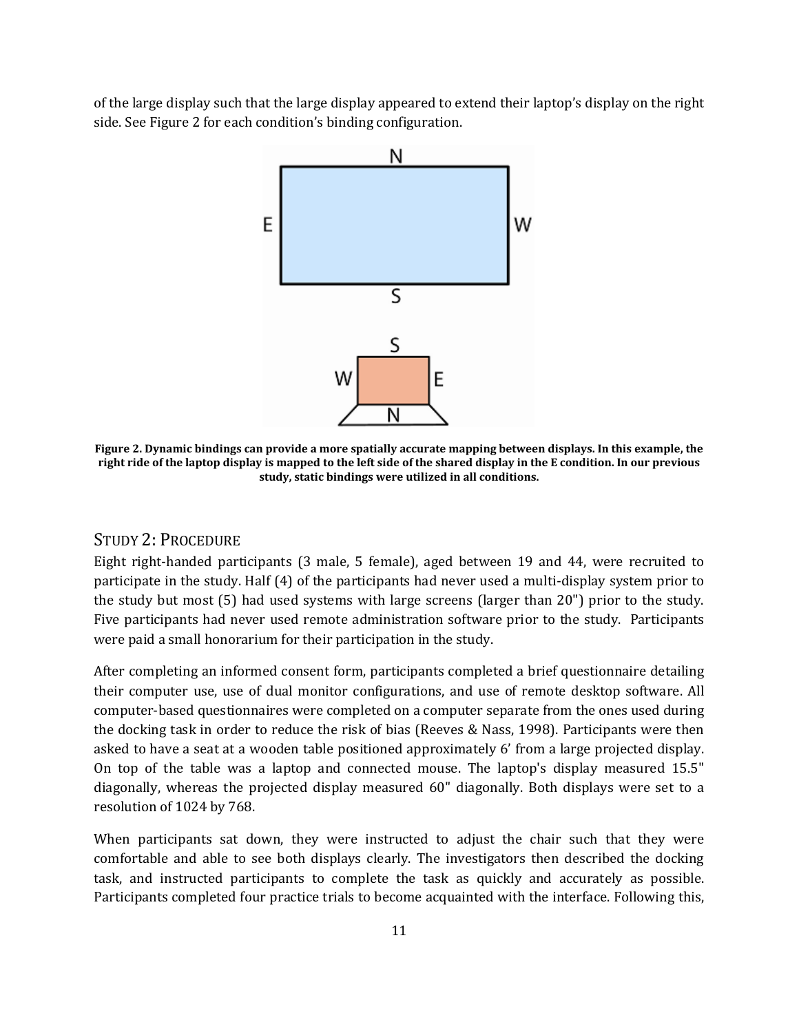of the large display such that the large display appeared to extend their laptop's display on the right side. See Figure 2 for each condition's binding configuration.

**Figure 2. Dynamic bindings can provide a more spatially accurate mapping between displays. In this example, the right ride of the laptop display is mapped to the left side of the shared display in the E condition. In our previous study, static bindings were utilized in all conditions.**

## STUDY 2: PROCEDURE

Eight right-handed participants (3 male, 5 female), aged between 19 and 44, were recruited to participate in the study. Half (4) of the participants had never used a multi-display system prior to the study but most (5) had used systems with large screens (larger than 20") prior to the study. Five participants had never used remote administration software prior to the study. Participants were paid a small honorarium for their participation in the study.

After completing an informed consent form, participants completed a brief questionnaire detailing their computer use, use of dual monitor configurations, and use of remote desktop software. All computer-based questionnaires were completed on a computer separate from the ones used during the docking task in order to reduce the risk of bias (Reeves & Nass, 1998). Participants were then asked to have a seat at a wooden table positioned approximately 6' from a large projected display. On top of the table was a laptop and connected mouse. The laptop's display measured 15.5" diagonally, whereas the projected display measured 60" diagonally. Both displays were set to a resolution of 1024 by 768.

When participants sat down, they were instructed to adjust the chair such that they were comfortable and able to see both displays clearly. The investigators then described the docking task, and instructed participants to complete the task as quickly and accurately as possible. Participants completed four practice trials to become acquainted with the interface. Following this,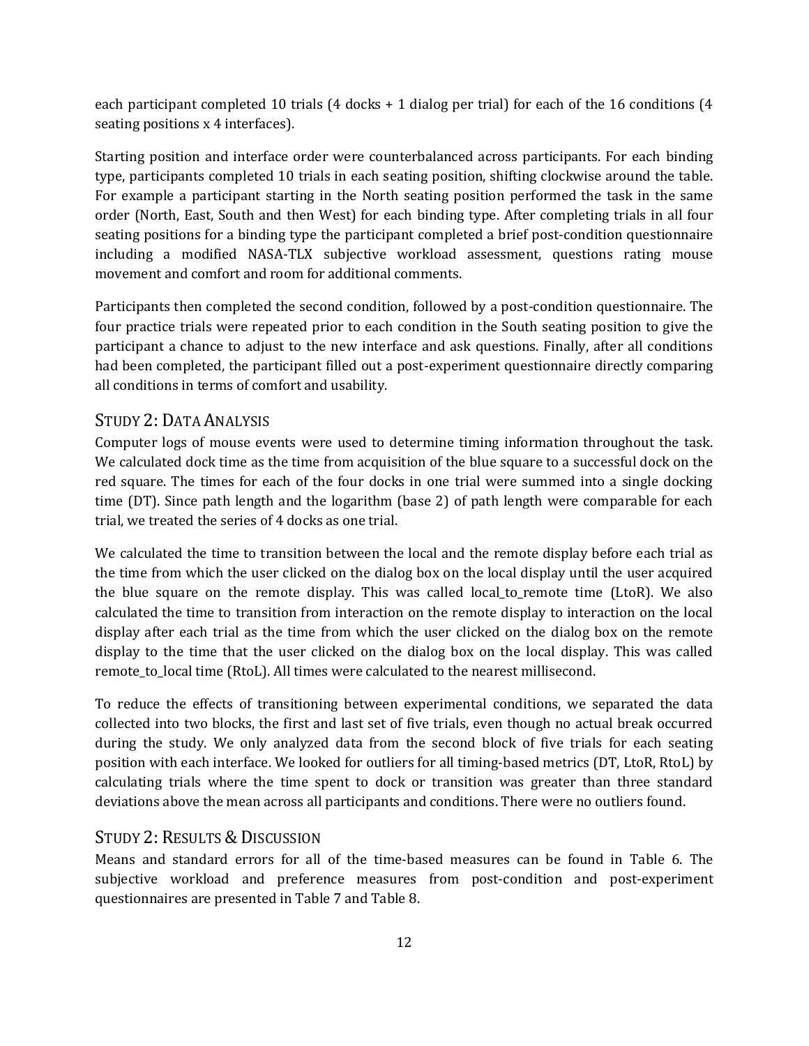each participant completed 10 trials (4 docks + 1 dialog per trial) for each of the 16 conditions (4 seating positions x 4 interfaces).

Starting position and interface order were counterbalanced across participants. For each binding type, participants completed 10 trials in each seating position, shifting clockwise around the table. For example a participant starting in the North seating position performed the task in the same order (North, East, South and then West) for each binding type. After completing trials in all four seating positions for a binding type the participant completed a brief post-condition questionnaire including a modified NASA-TLX subjective workload assessment, questions rating mouse movement and comfort and room for additional comments.

Participants then completed the second condition, followed by a post-condition questionnaire. The four practice trials were repeated prior to each condition in the South seating position to give the participant a chance to adjust to the new interface and ask questions. Finally, after all conditions had been completed, the participant filled out a post-experiment questionnaire directly comparing all conditions in terms of comfort and usability.

## Study 2: Data Analysis

Computer logs of mouse events were used to determine timing information throughout the task. We calculated dock time as the time from acquisition of the blue square to a successful dock on the red square. The times for each of the four docks in one trial were summed into a single docking time (DT). Since path length and the logarithm (base 2) of path length were comparable for each trial, we treated the series of 4 docks as one trial.

We calculated the time to transition between the local and the remote display before each trial as the time from which the user clicked on the dialog box on the local display until the user acquired the blue square on the remote display. This was called local_to_remote time (LtoR). We also calculated the time to transition from interaction on the remote display to interaction on the local display after each trial as the time from which the user clicked on the dialog box on the remote display to the time that the user clicked on the dialog box on the local display. This was called remote_to_local time (RtoL). All times were calculated to the nearest millisecond.

To reduce the effects of transitioning between experimental conditions, we separated the data collected into two blocks, the first and last set of five trials, even though no actual break occurred during the study. We only analyzed data from the second block of five trials for each seating position with each interface. We looked for outliers for all timing-based metrics (DT, LtoR, RtoL) by calculating trials where the time spent to dock or transition was greater than three standard deviations above the mean across all participants and conditions. There were no outliers found.

## Study 2: Results & Discussion

Means and standard errors for all of the time-based measures can be found in Table 6. The subjective workload and preference measures from post-condition and post-experiment questionnaires are presented in Table 7 and Table 8.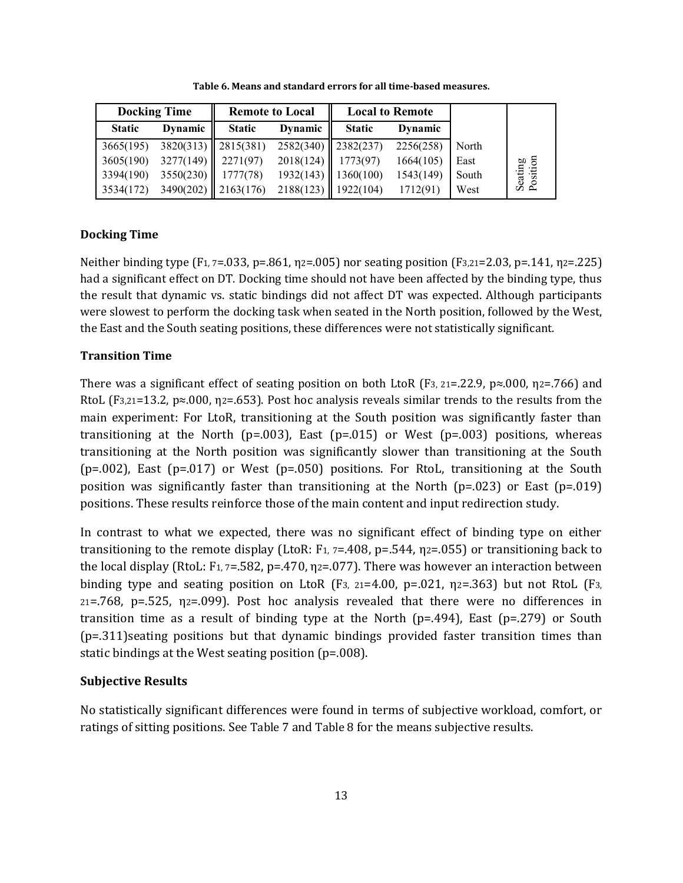**Table 6. Means and standard errors for all time-based measures.**

| Docking Time | | Remote to Local | | Local to Remote | | | |
|---|---|---|---|---|---|---|---|
| Static | Dynamic | Static | Dynamic | Static | Dynamic | | |
| 3665(195) | 3820(313) | 2815(381) | 2582(340) | 2382(237) | 2256(258) | North | Seating Position |
| 3605(190) | 3277(149) | 2271(97) | 2018(124) | 1773(97) | 1664(105) | East | |
| 3394(190) | 3550(230) | 1777(78) | 1932(143) | 1360(100) | 1543(149) | South | |
| 3534(172) | 3490(202) | 2163(176) | 2188(123) | 1922(104) | 1712(91) | West | |

### Docking Time

Neither binding type ($F_{1,7}$=.033, p=.861, $\eta_2$=.005) nor seating position ($F_{3,21}$=2.03, p=.141, $\eta_2$=.225) had a significant effect on DT. Docking time should not have been affected by the binding type, thus the result that dynamic vs. static bindings did not affect DT was expected. Although participants were slowest to perform the docking task when seated in the North position, followed by the West, the East and the South seating positions, these differences were not statistically significant.

### Transition Time

There was a significant effect of seating position on both LtoR ($F_{3,21}$=.22.9, p≈.000, $\eta_2$=.766) and RtoL ($F_{3,21}$=13.2, p≈.000, $\eta_2$=.653). Post hoc analysis reveals similar trends to the results from the main experiment: For LtoR, transitioning at the South position was significantly faster than transitioning at the North (p=.003), East (p=.015) or West (p=.003) positions, whereas transitioning at the North position was significantly slower than transitioning at the South (p=.002), East (p=.017) or West (p=.050) positions. For RtoL, transitioning at the South position was significantly faster than transitioning at the North (p=.023) or East (p=.019) positions. These results reinforce those of the main content and input redirection study.

In contrast to what we expected, there was no significant effect of binding type on either transitioning to the remote display (LtoR: $F_{1,7}$=.408, p=.544, $\eta_2$=.055) or transitioning back to the local display (RtoL: $F_{1,7}$=.582, p=.470, $\eta_2$=.077). There was however an interaction between binding type and seating position on LtoR ($F_{3,21}$=4.00, p=.021, $\eta_2$=.363) but not RtoL ($F_{3,21}$=.768, p=.525, $\eta_2$=.099). Post hoc analysis revealed that there were no differences in transition time as a result of binding type at the North (p=.494), East (p=.279) or South (p=.311)seating positions but that dynamic bindings provided faster transition times than static bindings at the West seating position (p=.008).

### Subjective Results

No statistically significant differences were found in terms of subjective workload, comfort, or ratings of sitting positions. See Table 7 and Table 8 for the means subjective results.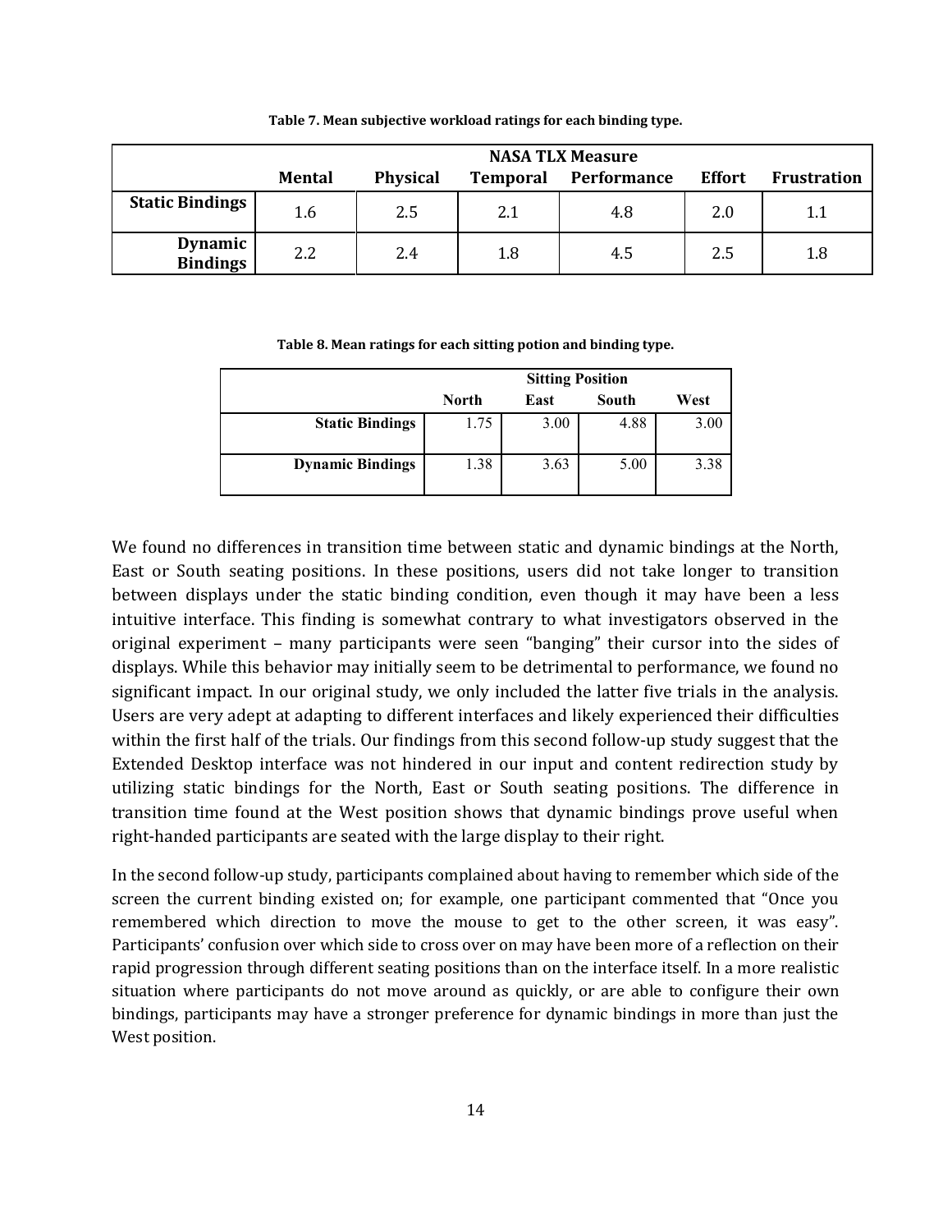**Table 7. Mean subjective workload ratings for each binding type.**

| | NASA TLX Measure | | | | | |
|---|---|---|---|---|---|---|
| | Mental | Physical | Temporal | Performance | Effort | Frustration |
| **Static Bindings** | 1.6 | 2.5 | 2.1 | 4.8 | 2.0 | 1.1 |
| **Dynamic Bindings** | 2.2 | 2.4 | 1.8 | 4.5 | 2.5 | 1.8 |

**Table 8. Mean ratings for each sitting potion and binding type.**

| | Sitting Position | | | |
|---|---|---|---|---|
| | North | East | South | West |
| **Static Bindings** | 1.75 | 3.00 | 4.88 | 3.00 |
| **Dynamic Bindings** | 1.38 | 3.63 | 5.00 | 3.38 |

We found no differences in transition time between static and dynamic bindings at the North, East or South seating positions. In these positions, users did not take longer to transition between displays under the static binding condition, even though it may have been a less intuitive interface. This finding is somewhat contrary to what investigators observed in the original experiment – many participants were seen "banging" their cursor into the sides of displays. While this behavior may initially seem to be detrimental to performance, we found no significant impact. In our original study, we only included the latter five trials in the analysis. Users are very adept at adapting to different interfaces and likely experienced their difficulties within the first half of the trials. Our findings from this second follow-up study suggest that the Extended Desktop interface was not hindered in our input and content redirection study by utilizing static bindings for the North, East or South seating positions. The difference in transition time found at the West position shows that dynamic bindings prove useful when right-handed participants are seated with the large display to their right.

In the second follow-up study, participants complained about having to remember which side of the screen the current binding existed on; for example, one participant commented that "Once you remembered which direction to move the mouse to get to the other screen, it was easy". Participants' confusion over which side to cross over on may have been more of a reflection on their rapid progression through different seating positions than on the interface itself. In a more realistic situation where participants do not move around as quickly, or are able to configure their own bindings, participants may have a stronger preference for dynamic bindings in more than just the West position.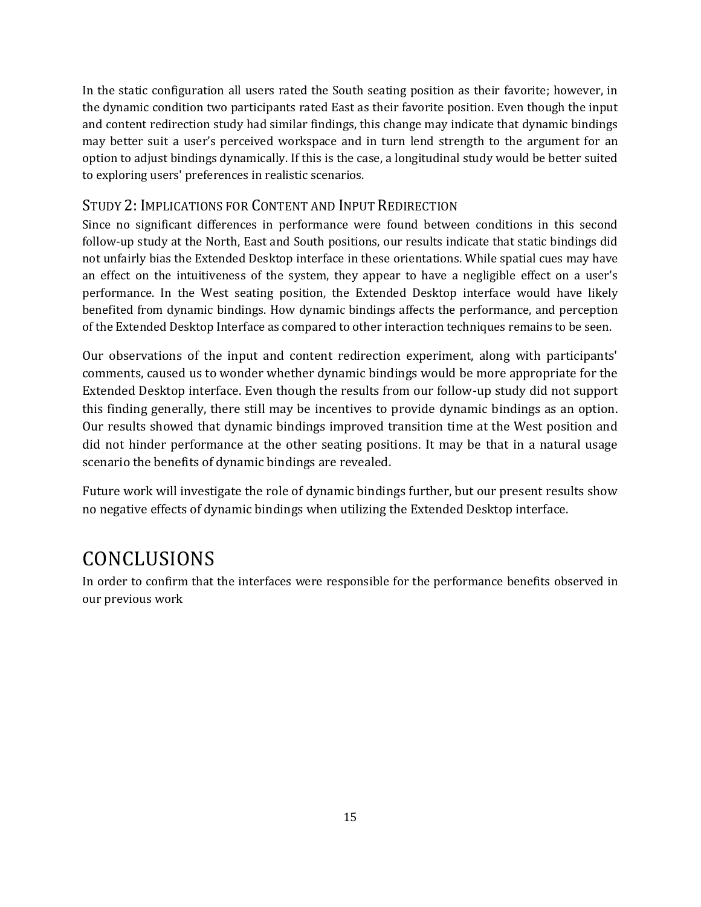In the static configuration all users rated the South seating position as their favorite; however, in the dynamic condition two participants rated East as their favorite position. Even though the input and content redirection study had similar findings, this change may indicate that dynamic bindings may better suit a user's perceived workspace and in turn lend strength to the argument for an option to adjust bindings dynamically. If this is the case, a longitudinal study would be better suited to exploring users' preferences in realistic scenarios.

### Study 2: Implications for Content and Input Redirection

Since no significant differences in performance were found between conditions in this second follow-up study at the North, East and South positions, our results indicate that static bindings did not unfairly bias the Extended Desktop interface in these orientations. While spatial cues may have an effect on the intuitiveness of the system, they appear to have a negligible effect on a user's performance. In the West seating position, the Extended Desktop interface would have likely benefited from dynamic bindings. How dynamic bindings affects the performance, and perception of the Extended Desktop Interface as compared to other interaction techniques remains to be seen.

Our observations of the input and content redirection experiment, along with participants' comments, caused us to wonder whether dynamic bindings would be more appropriate for the Extended Desktop interface. Even though the results from our follow-up study did not support this finding generally, there still may be incentives to provide dynamic bindings as an option. Our results showed that dynamic bindings improved transition time at the West position and did not hinder performance at the other seating positions. It may be that in a natural usage scenario the benefits of dynamic bindings are revealed.

Future work will investigate the role of dynamic bindings further, but our present results show no negative effects of dynamic bindings when utilizing the Extended Desktop interface.

## Conclusions

In order to confirm that the interfaces were responsible for the performance benefits observed in our previous work